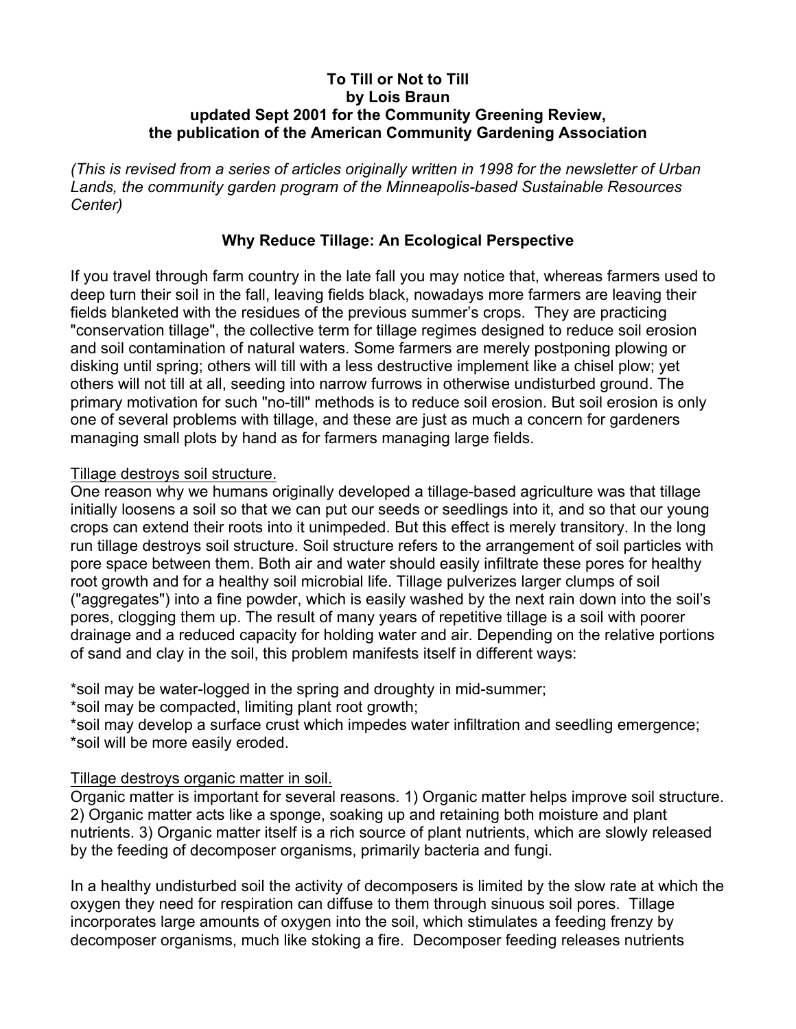# To Till or Not to Till
**by Lois Braun**
**updated Sept 2001 for the Community Greening Review, the publication of the American Community Gardening Association**

*(This is revised from a series of articles originally written in 1998 for the newsletter of Urban Lands, the community garden program of the Minneapolis-based Sustainable Resources Center)*

## Why Reduce Tillage: An Ecological Perspective

If you travel through farm country in the late fall you may notice that, whereas farmers used to deep turn their soil in the fall, leaving fields black, nowadays more farmers are leaving their fields blanketed with the residues of the previous summer's crops. They are practicing "conservation tillage", the collective term for tillage regimes designed to reduce soil erosion and soil contamination of natural waters. Some farmers are merely postponing plowing or disking until spring; others will till with a less destructive implement like a chisel plow; yet others will not till at all, seeding into narrow furrows in otherwise undisturbed ground. The primary motivation for such "no-till" methods is to reduce soil erosion. But soil erosion is only one of several problems with tillage, and these are just as much a concern for gardeners managing small plots by hand as for farmers managing large fields.

<u>Tillage destroys soil structure.</u>
One reason why we humans originally developed a tillage-based agriculture was that tillage initially loosens a soil so that we can put our seeds or seedlings into it, and so that our young crops can extend their roots into it unimpeded. But this effect is merely transitory. In the long run tillage destroys soil structure. Soil structure refers to the arrangement of soil particles with pore space between them. Both air and water should easily infiltrate these pores for healthy root growth and for a healthy soil microbial life. Tillage pulverizes larger clumps of soil ("aggregates") into a fine powder, which is easily washed by the next rain down into the soil's pores, clogging them up. The result of many years of repetitive tillage is a soil with poorer drainage and a reduced capacity for holding water and air. Depending on the relative portions of sand and clay in the soil, this problem manifests itself in different ways:

*soil may be water-logged in the spring and droughty in mid-summer;
*soil may be compacted, limiting plant root growth;
*soil may develop a surface crust which impedes water infiltration and seedling emergence;
*soil will be more easily eroded.

<u>Tillage destroys organic matter in soil.</u>
Organic matter is important for several reasons. 1) Organic matter helps improve soil structure. 2) Organic matter acts like a sponge, soaking up and retaining both moisture and plant nutrients. 3) Organic matter itself is a rich source of plant nutrients, which are slowly released by the feeding of decomposer organisms, primarily bacteria and fungi.

In a healthy undisturbed soil the activity of decomposers is limited by the slow rate at which the oxygen they need for respiration can diffuse to them through sinuous soil pores. Tillage incorporates large amounts of oxygen into the soil, which stimulates a feeding frenzy by decomposer organisms, much like stoking a fire. Decomposer feeding releases nutrients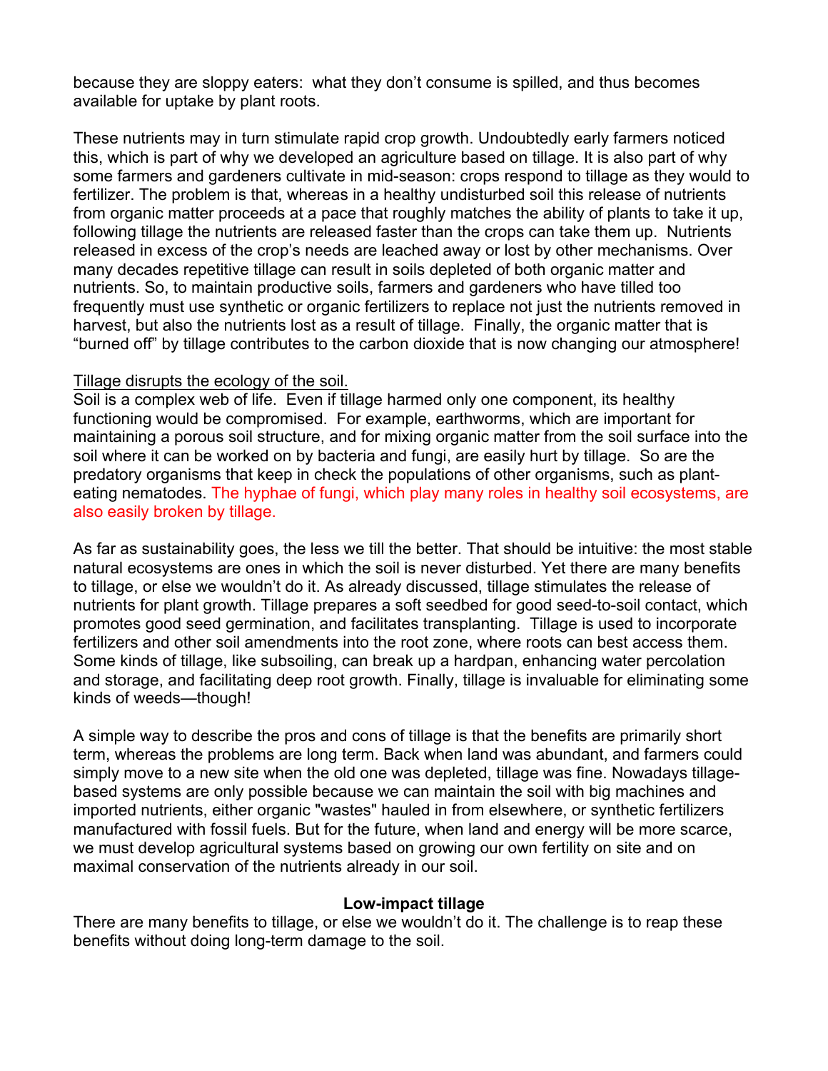because they are sloppy eaters: what they don't consume is spilled, and thus becomes available for uptake by plant roots.

These nutrients may in turn stimulate rapid crop growth. Undoubtedly early farmers noticed this, which is part of why we developed an agriculture based on tillage. It is also part of why some farmers and gardeners cultivate in mid-season: crops respond to tillage as they would to fertilizer. The problem is that, whereas in a healthy undisturbed soil this release of nutrients from organic matter proceeds at a pace that roughly matches the ability of plants to take it up, following tillage the nutrients are released faster than the crops can take them up. Nutrients released in excess of the crop's needs are leached away or lost by other mechanisms. Over many decades repetitive tillage can result in soils depleted of both organic matter and nutrients. So, to maintain productive soils, farmers and gardeners who have tilled too frequently must use synthetic or organic fertilizers to replace not just the nutrients removed in harvest, but also the nutrients lost as a result of tillage. Finally, the organic matter that is "burned off" by tillage contributes to the carbon dioxide that is now changing our atmosphere!

Tillage disrupts the ecology of the soil.

Soil is a complex web of life. Even if tillage harmed only one component, its healthy functioning would be compromised. For example, earthworms, which are important for maintaining a porous soil structure, and for mixing organic matter from the soil surface into the soil where it can be worked on by bacteria and fungi, are easily hurt by tillage. So are the predatory organisms that keep in check the populations of other organisms, such as plant-eating nematodes. The hyphae of fungi, which play many roles in healthy soil ecosystems, are also easily broken by tillage.

As far as sustainability goes, the less we till the better. That should be intuitive: the most stable natural ecosystems are ones in which the soil is never disturbed. Yet there are many benefits to tillage, or else we wouldn't do it. As already discussed, tillage stimulates the release of nutrients for plant growth. Tillage prepares a soft seedbed for good seed-to-soil contact, which promotes good seed germination, and facilitates transplanting. Tillage is used to incorporate fertilizers and other soil amendments into the root zone, where roots can best access them. Some kinds of tillage, like subsoiling, can break up a hardpan, enhancing water percolation and storage, and facilitating deep root growth. Finally, tillage is invaluable for eliminating some kinds of weeds—though!

A simple way to describe the pros and cons of tillage is that the benefits are primarily short term, whereas the problems are long term. Back when land was abundant, and farmers could simply move to a new site when the old one was depleted, tillage was fine. Nowadays tillage-based systems are only possible because we can maintain the soil with big machines and imported nutrients, either organic "wastes" hauled in from elsewhere, or synthetic fertilizers manufactured with fossil fuels. But for the future, when land and energy will be more scarce, we must develop agricultural systems based on growing our own fertility on site and on maximal conservation of the nutrients already in our soil.

## Low-impact tillage

There are many benefits to tillage, or else we wouldn't do it. The challenge is to reap these benefits without doing long-term damage to the soil.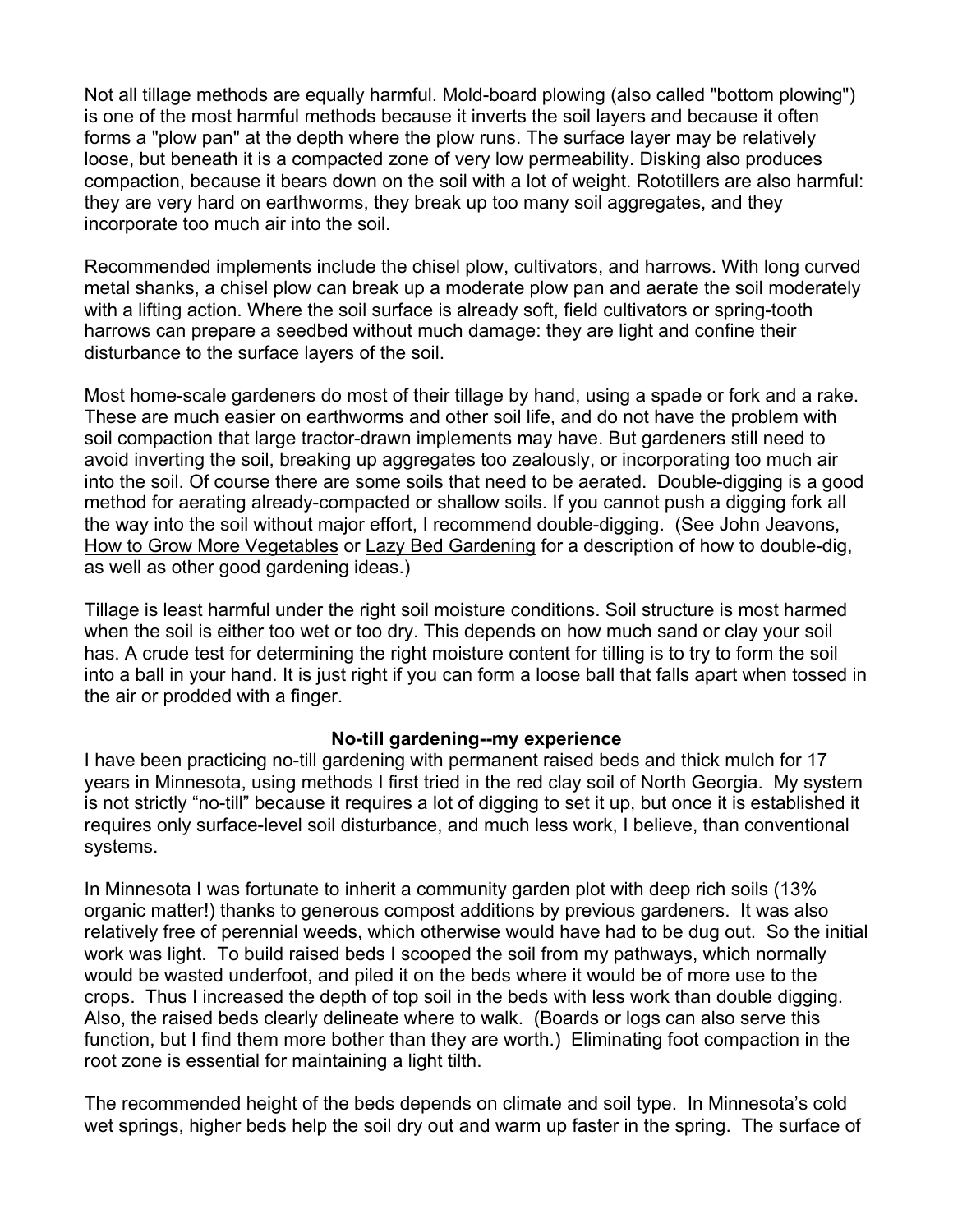Not all tillage methods are equally harmful. Mold-board plowing (also called "bottom plowing") is one of the most harmful methods because it inverts the soil layers and because it often forms a "plow pan" at the depth where the plow runs. The surface layer may be relatively loose, but beneath it is a compacted zone of very low permeability. Disking also produces compaction, because it bears down on the soil with a lot of weight. Rototillers are also harmful: they are very hard on earthworms, they break up too many soil aggregates, and they incorporate too much air into the soil.

Recommended implements include the chisel plow, cultivators, and harrows. With long curved metal shanks, a chisel plow can break up a moderate plow pan and aerate the soil moderately with a lifting action. Where the soil surface is already soft, field cultivators or spring-tooth harrows can prepare a seedbed without much damage: they are light and confine their disturbance to the surface layers of the soil.

Most home-scale gardeners do most of their tillage by hand, using a spade or fork and a rake. These are much easier on earthworms and other soil life, and do not have the problem with soil compaction that large tractor-drawn implements may have. But gardeners still need to avoid inverting the soil, breaking up aggregates too zealously, or incorporating too much air into the soil. Of course there are some soils that need to be aerated. Double-digging is a good method for aerating already-compacted or shallow soils. If you cannot push a digging fork all the way into the soil without major effort, I recommend double-digging. (See John Jeavons, How to Grow More Vegetables or Lazy Bed Gardening for a description of how to double-dig, as well as other good gardening ideas.)

Tillage is least harmful under the right soil moisture conditions. Soil structure is most harmed when the soil is either too wet or too dry. This depends on how much sand or clay your soil has. A crude test for determining the right moisture content for tilling is to try to form the soil into a ball in your hand. It is just right if you can form a loose ball that falls apart when tossed in the air or prodded with a finger.

### No-till gardening--my experience

I have been practicing no-till gardening with permanent raised beds and thick mulch for 17 years in Minnesota, using methods I first tried in the red clay soil of North Georgia. My system is not strictly "no-till" because it requires a lot of digging to set it up, but once it is established it requires only surface-level soil disturbance, and much less work, I believe, than conventional systems.

In Minnesota I was fortunate to inherit a community garden plot with deep rich soils (13% organic matter!) thanks to generous compost additions by previous gardeners. It was also relatively free of perennial weeds, which otherwise would have had to be dug out. So the initial work was light. To build raised beds I scooped the soil from my pathways, which normally would be wasted underfoot, and piled it on the beds where it would be of more use to the crops. Thus I increased the depth of top soil in the beds with less work than double digging. Also, the raised beds clearly delineate where to walk. (Boards or logs can also serve this function, but I find them more bother than they are worth.) Eliminating foot compaction in the root zone is essential for maintaining a light tilth.

The recommended height of the beds depends on climate and soil type. In Minnesota's cold wet springs, higher beds help the soil dry out and warm up faster in the spring. The surface of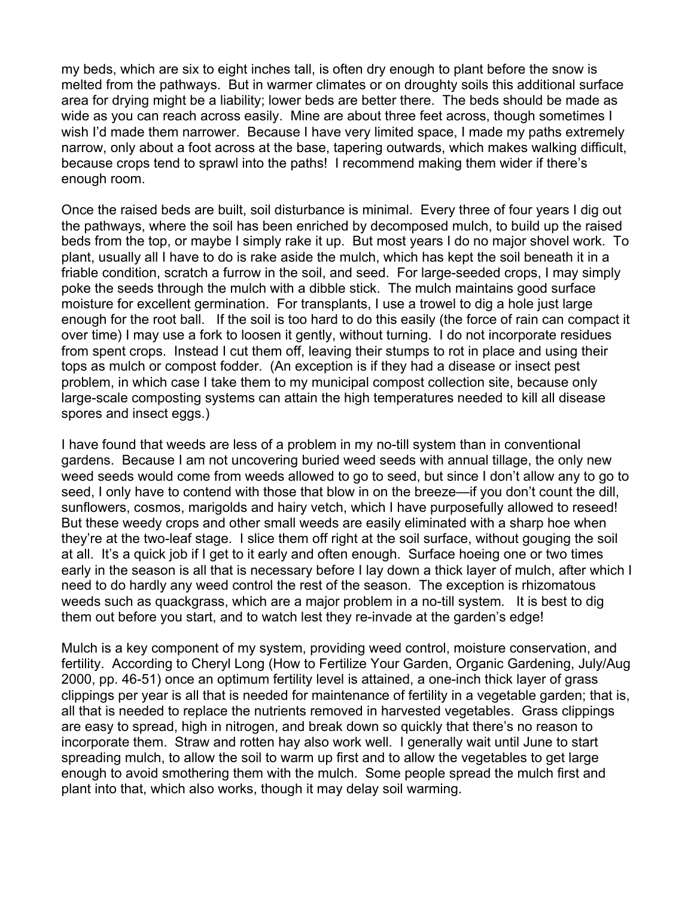my beds, which are six to eight inches tall, is often dry enough to plant before the snow is melted from the pathways. But in warmer climates or on droughty soils this additional surface area for drying might be a liability; lower beds are better there. The beds should be made as wide as you can reach across easily. Mine are about three feet across, though sometimes I wish I'd made them narrower. Because I have very limited space, I made my paths extremely narrow, only about a foot across at the base, tapering outwards, which makes walking difficult, because crops tend to sprawl into the paths! I recommend making them wider if there's enough room.

Once the raised beds are built, soil disturbance is minimal. Every three of four years I dig out the pathways, where the soil has been enriched by decomposed mulch, to build up the raised beds from the top, or maybe I simply rake it up. But most years I do no major shovel work. To plant, usually all I have to do is rake aside the mulch, which has kept the soil beneath it in a friable condition, scratch a furrow in the soil, and seed. For large-seeded crops, I may simply poke the seeds through the mulch with a dibble stick. The mulch maintains good surface moisture for excellent germination. For transplants, I use a trowel to dig a hole just large enough for the root ball. If the soil is too hard to do this easily (the force of rain can compact it over time) I may use a fork to loosen it gently, without turning. I do not incorporate residues from spent crops. Instead I cut them off, leaving their stumps to rot in place and using their tops as mulch or compost fodder. (An exception is if they had a disease or insect pest problem, in which case I take them to my municipal compost collection site, because only large-scale composting systems can attain the high temperatures needed to kill all disease spores and insect eggs.)

I have found that weeds are less of a problem in my no-till system than in conventional gardens. Because I am not uncovering buried weed seeds with annual tillage, the only new weed seeds would come from weeds allowed to go to seed, but since I don't allow any to go to seed, I only have to contend with those that blow in on the breeze—if you don't count the dill, sunflowers, cosmos, marigolds and hairy vetch, which I have purposefully allowed to reseed! But these weedy crops and other small weeds are easily eliminated with a sharp hoe when they're at the two-leaf stage. I slice them off right at the soil surface, without gouging the soil at all. It's a quick job if I get to it early and often enough. Surface hoeing one or two times early in the season is all that is necessary before I lay down a thick layer of mulch, after which I need to do hardly any weed control the rest of the season. The exception is rhizomatous weeds such as quackgrass, which are a major problem in a no-till system. It is best to dig them out before you start, and to watch lest they re-invade at the garden's edge!

Mulch is a key component of my system, providing weed control, moisture conservation, and fertility. According to Cheryl Long (How to Fertilize Your Garden, Organic Gardening, July/Aug 2000, pp. 46-51) once an optimum fertility level is attained, a one-inch thick layer of grass clippings per year is all that is needed for maintenance of fertility in a vegetable garden; that is, all that is needed to replace the nutrients removed in harvested vegetables. Grass clippings are easy to spread, high in nitrogen, and break down so quickly that there's no reason to incorporate them. Straw and rotten hay also work well. I generally wait until June to start spreading mulch, to allow the soil to warm up first and to allow the vegetables to get large enough to avoid smothering them with the mulch. Some people spread the mulch first and plant into that, which also works, though it may delay soil warming.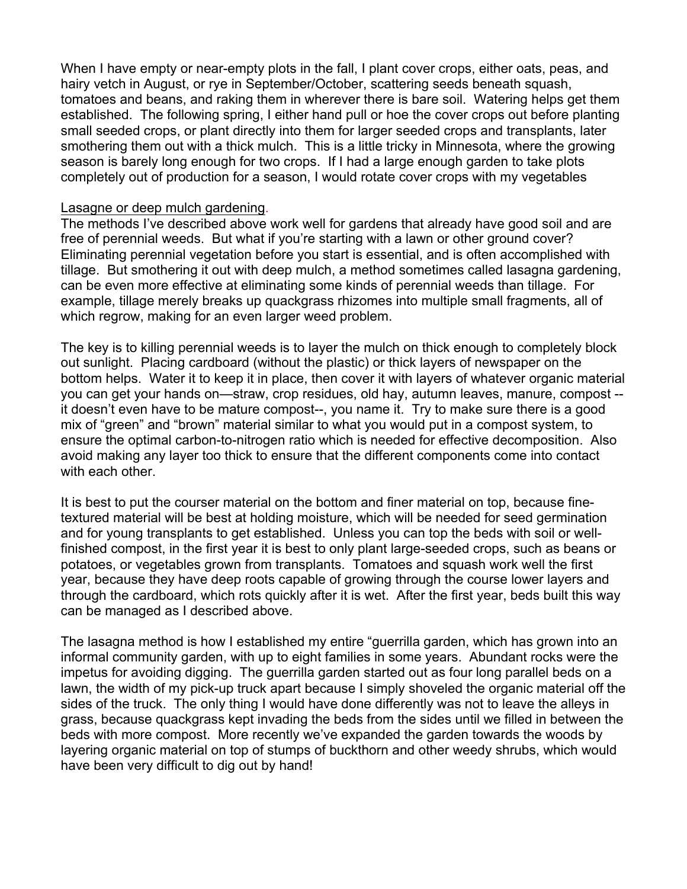When I have empty or near-empty plots in the fall, I plant cover crops, either oats, peas, and hairy vetch in August, or rye in September/October, scattering seeds beneath squash, tomatoes and beans, and raking them in wherever there is bare soil. Watering helps get them established. The following spring, I either hand pull or hoe the cover crops out before planting small seeded crops, or plant directly into them for larger seeded crops and transplants, later smothering them out with a thick mulch. This is a little tricky in Minnesota, where the growing season is barely long enough for two crops. If I had a large enough garden to take plots completely out of production for a season, I would rotate cover crops with my vegetables

<u>Lasagne or deep mulch gardening</u>.

The methods I've described above work well for gardens that already have good soil and are free of perennial weeds. But what if you're starting with a lawn or other ground cover? Eliminating perennial vegetation before you start is essential, and is often accomplished with tillage. But smothering it out with deep mulch, a method sometimes called lasagna gardening, can be even more effective at eliminating some kinds of perennial weeds than tillage. For example, tillage merely breaks up quackgrass rhizomes into multiple small fragments, all of which regrow, making for an even larger weed problem.

The key is to killing perennial weeds is to layer the mulch on thick enough to completely block out sunlight. Placing cardboard (without the plastic) or thick layers of newspaper on the bottom helps. Water it to keep it in place, then cover it with layers of whatever organic material you can get your hands on—straw, crop residues, old hay, autumn leaves, manure, compost --it doesn't even have to be mature compost--, you name it. Try to make sure there is a good mix of "green" and "brown" material similar to what you would put in a compost system, to ensure the optimal carbon-to-nitrogen ratio which is needed for effective decomposition. Also avoid making any layer too thick to ensure that the different components come into contact with each other.

It is best to put the courser material on the bottom and finer material on top, because fine-textured material will be best at holding moisture, which will be needed for seed germination and for young transplants to get established. Unless you can top the beds with soil or well-finished compost, in the first year it is best to only plant large-seeded crops, such as beans or potatoes, or vegetables grown from transplants. Tomatoes and squash work well the first year, because they have deep roots capable of growing through the course lower layers and through the cardboard, which rots quickly after it is wet. After the first year, beds built this way can be managed as I described above.

The lasagna method is how I established my entire "guerrilla garden, which has grown into an informal community garden, with up to eight families in some years. Abundant rocks were the impetus for avoiding digging. The guerrilla garden started out as four long parallel beds on a lawn, the width of my pick-up truck apart because I simply shoveled the organic material off the sides of the truck. The only thing I would have done differently was not to leave the alleys in grass, because quackgrass kept invading the beds from the sides until we filled in between the beds with more compost. More recently we've expanded the garden towards the woods by layering organic material on top of stumps of buckthorn and other weedy shrubs, which would have been very difficult to dig out by hand!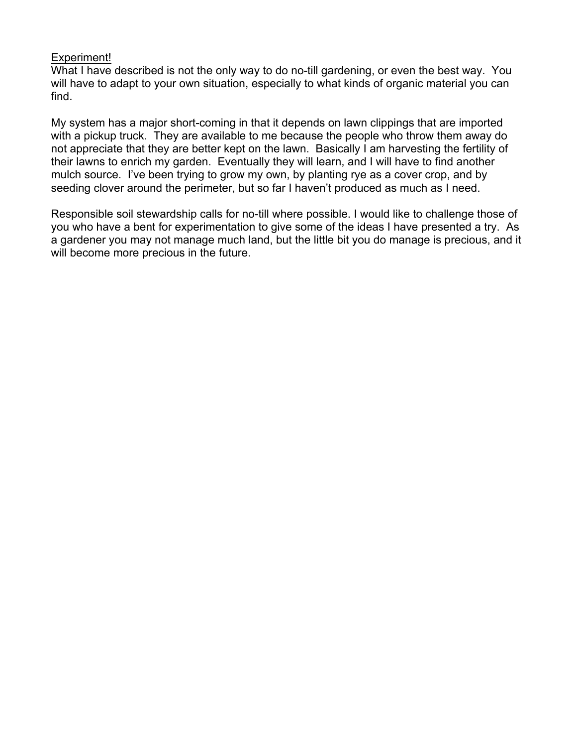## Experiment!

What I have described is not the only way to do no-till gardening, or even the best way. You will have to adapt to your own situation, especially to what kinds of organic material you can find.

My system has a major short-coming in that it depends on lawn clippings that are imported with a pickup truck. They are available to me because the people who throw them away do not appreciate that they are better kept on the lawn. Basically I am harvesting the fertility of their lawns to enrich my garden. Eventually they will learn, and I will have to find another mulch source. I've been trying to grow my own, by planting rye as a cover crop, and by seeding clover around the perimeter, but so far I haven't produced as much as I need.

Responsible soil stewardship calls for no-till where possible. I would like to challenge those of you who have a bent for experimentation to give some of the ideas I have presented a try. As a gardener you may not manage much land, but the little bit you do manage is precious, and it will become more precious in the future.